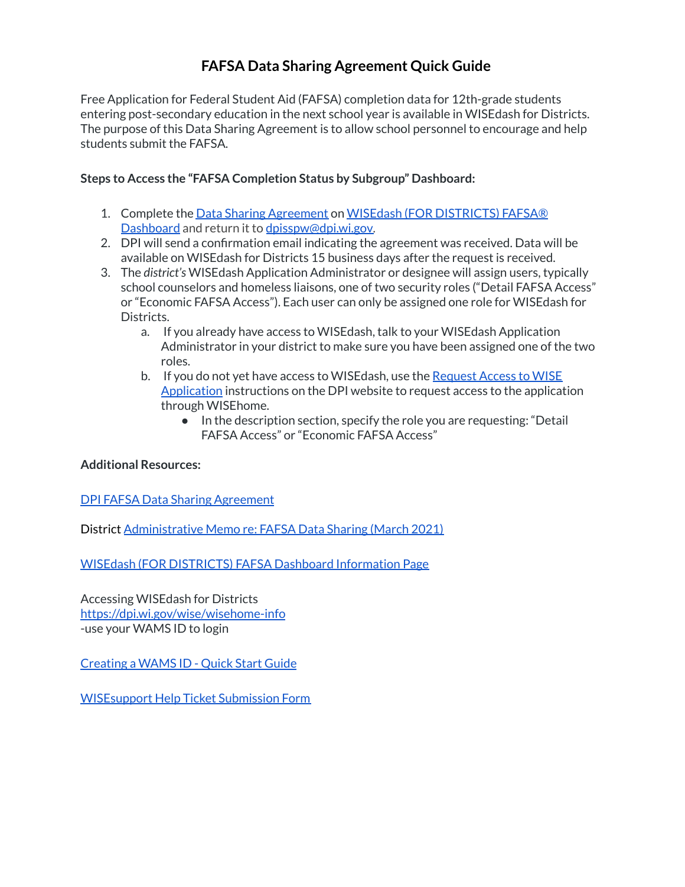# FAFSA Data Sharing Agreement Quick Guide

Free Application for Federal Student Aid (FAFSA) completion data for 12th-grade students entering post-secondary education in the next school year is available in WISEdash for Districts. The purpose of this Data Sharing Agreement is to allow school personnel to encourage and help students submit the FAFSA.

**Steps to Access the "FAFSA Completion Status by Subgroup" Dashboard:**

1. Complete the Data Sharing Agreement on WISEdash (FOR DISTRICTS) FAFSA® Dashboard and return it to dpisspw@dpi.wi.gov.
2. DPI will send a confirmation email indicating the agreement was received. Data will be available on WISEdash for Districts 15 business days after the request is received.
3. The *district's* WISEdash Application Administrator or designee will assign users, typically school counselors and homeless liaisons, one of two security roles ("Detail FAFSA Access" or "Economic FAFSA Access"). Each user can only be assigned one role for WISEdash for Districts.
   a. If you already have access to WISEdash, talk to your WISEdash Application Administrator in your district to make sure you have been assigned one of the two roles.
   b. If you do not yet have access to WISEdash, use the Request Access to WISE Application instructions on the DPI website to request access to the application through WISEhome.
      - In the description section, specify the role you are requesting: "Detail FAFSA Access" or "Economic FAFSA Access"

**Additional Resources:**

DPI FAFSA Data Sharing Agreement

District Administrative Memo re: FAFSA Data Sharing (March 2021)

WISEdash (FOR DISTRICTS) FAFSA Dashboard Information Page

Accessing WISEdash for Districts
https://dpi.wi.gov/wise/wisehome-info
-use your WAMS ID to login

Creating a WAMS ID - Quick Start Guide

WISEsupport Help Ticket Submission Form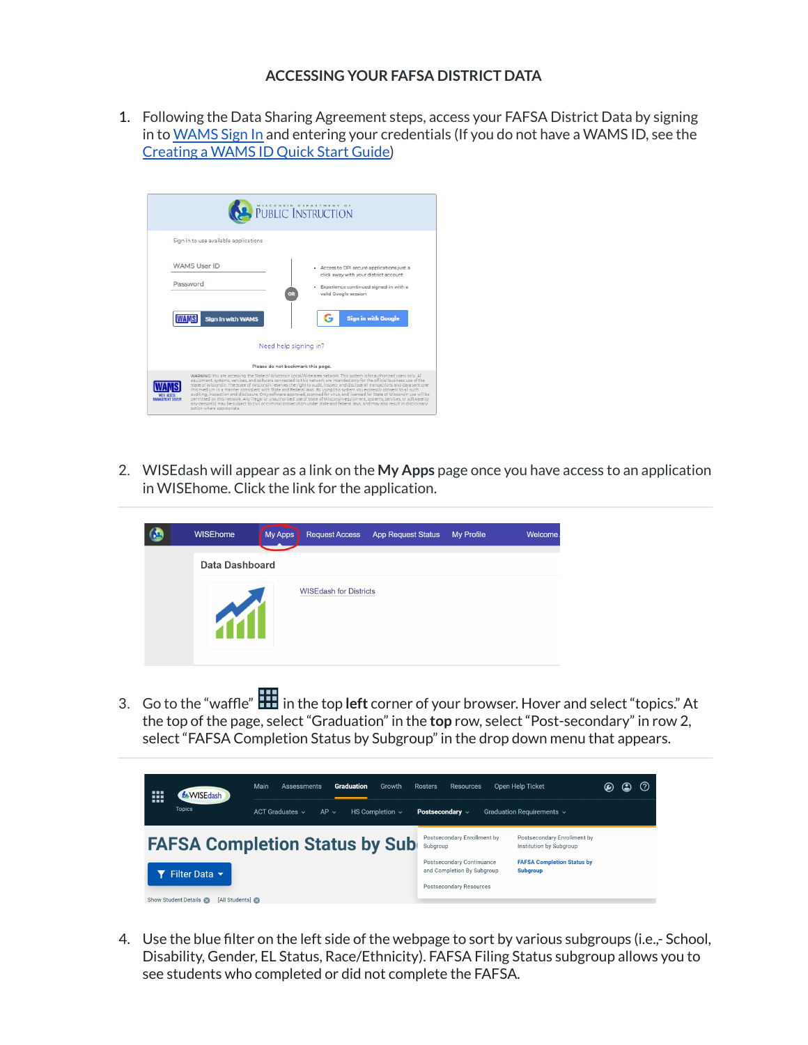# ACCESSING YOUR FAFSA DISTRICT DATA

1. Following the Data Sharing Agreement steps, access your FAFSA District Data by signing in to WAMS Sign In and entering your credentials (If you do not have a WAMS ID, see the Creating a WAMS ID Quick Start Guide)

2. WISEdash will appear as a link on the **My Apps** page once you have access to an application in WISEhome. Click the link for the application.

3. Go to the "waffle" in the top **left** corner of your browser. Hover and select "topics." At the top of the page, select "Graduation" in the **top** row, select "Post-secondary" in row 2, select "FAFSA Completion Status by Subgroup" in the drop down menu that appears.

4. Use the blue filter on the left side of the webpage to sort by various subgroups (i.e.,- School, Disability, Gender, EL Status, Race/Ethnicity). FAFSA Filing Status subgroup allows you to see students who completed or did not complete the FAFSA.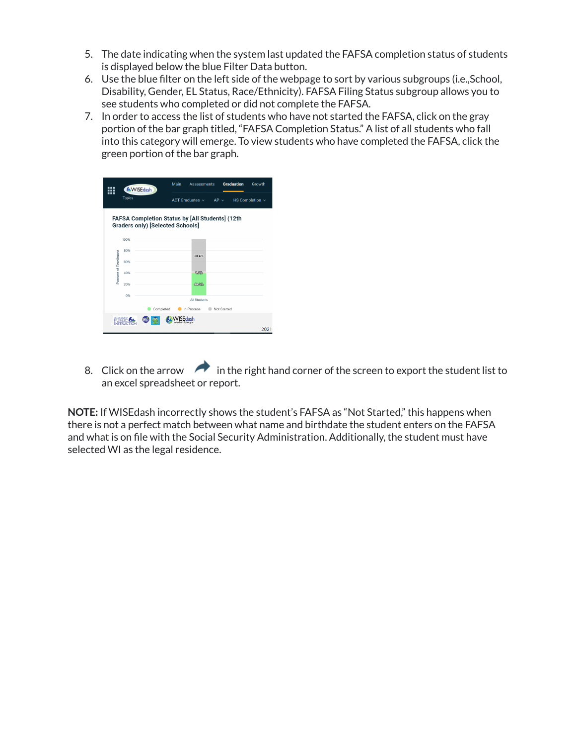5. The date indicating when the system last updated the FAFSA completion status of students is displayed below the blue Filter Data button.
6. Use the blue filter on the left side of the webpage to sort by various subgroups (i.e.,School, Disability, Gender, EL Status, Race/Ethnicity). FAFSA Filing Status subgroup allows you to see students who completed or did not complete the FAFSA.
7. In order to access the list of students who have not started the FAFSA, click on the gray portion of the bar graph titled, "FAFSA Completion Status." A list of all students who fall into this category will emerge. To view students who have completed the FAFSA, click the green portion of the bar graph.

FAFSA Completion Status by [All Students] (12th Graders only) [Selected Schools]

Percent of Enrollment

100%
80%
60%
40%
20%
0%

58.4%

40.8%

All Students

Completed
In Process
Not Started

2021

8. Click on the arrow in the right hand corner of the screen to export the student list to an excel spreadsheet or report.

**NOTE:** If WISEdash incorrectly shows the student's FAFSA as "Not Started," this happens when there is not a perfect match between what name and birthdate the student enters on the FAFSA and what is on file with the Social Security Administration. Additionally, the student must have selected WI as the legal residence.